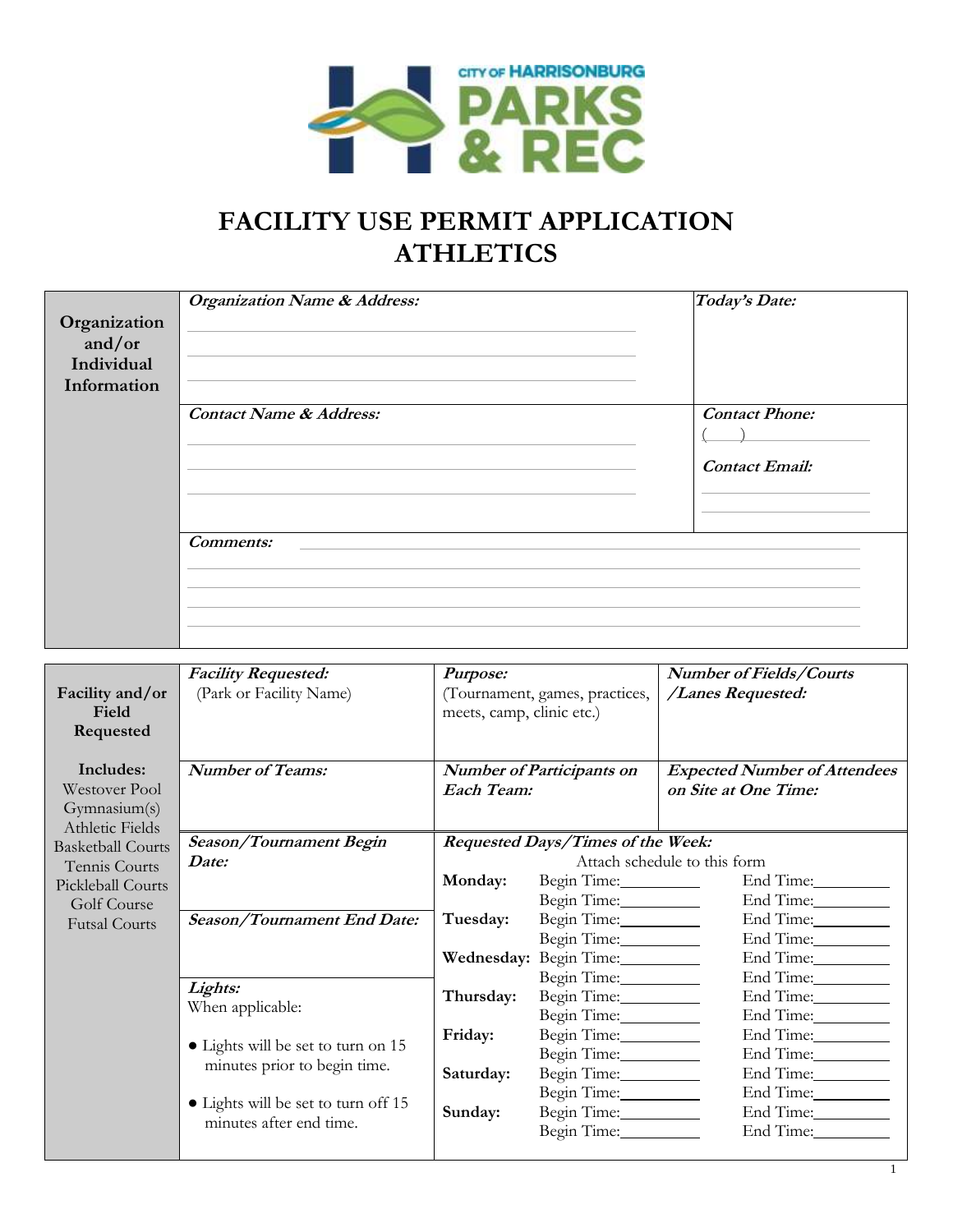CITY OF HARRISONBURG PARKS & REC

# FACILITY USE PERMIT APPLICATION
# ATHLETICS

| Organization and/or Individual Information | | |
|---|---|---|
| | ***Organization Name & Address:*** | ***Today's Date:*** |
| | ***Contact Name & Address:*** | ***Contact Phone:*** ( ) <br><br> ***Contact Email:*** |
| | ***Comments:*** | |

| Facility and/or Field Requested | | | |
|---|---|---|---|
| **Includes:** Westover Pool, Gymnasium(s), Athletic Fields, Basketball Courts, Tennis Courts, Pickleball Courts, Golf Course, Futsal Courts | ***Facility Requested:*** (Park or Facility Name) | ***Purpose:*** (Tournament, games, practices, meets, camp, clinic etc.) | ***Number of Fields/Courts /Lanes Requested:*** |
| | ***Number of Teams:*** | ***Number of Participants on Each Team:*** | ***Expected Number of Attendees on Site at One Time:*** |

| | |
|---|---|
| ***Season/Tournament Begin Date:*** | ***Requested Days/Times of the Week:*** Attach schedule to this form |
| ***Season/Tournament End Date:*** | |
| ***Lights:*** When applicable: <br><br> ● Lights will be set to turn on 15 minutes prior to begin time. <br><br> ● Lights will be set to turn off 15 minutes after end time. | |

| Day | Begin Time | End Time |
|---|---|---|
| **Monday:** | Begin Time:_________ | End Time:_________ |
| | Begin Time:_________ | End Time:_________ |
| **Tuesday:** | Begin Time:_________ | End Time:_________ |
| | Begin Time:_________ | End Time:_________ |
| **Wednesday:** | Begin Time:_________ | End Time:_________ |
| | Begin Time:_________ | End Time:_________ |
| **Thursday:** | Begin Time:_________ | End Time:_________ |
| | Begin Time:_________ | End Time:_________ |
| **Friday:** | Begin Time:_________ | End Time:_________ |
| | Begin Time:_________ | End Time:_________ |
| **Saturday:** | Begin Time:_________ | End Time:_________ |
| | Begin Time:_________ | End Time:_________ |
| **Sunday:** | Begin Time:_________ | End Time:_________ |
| | Begin Time:_________ | End Time:_________ |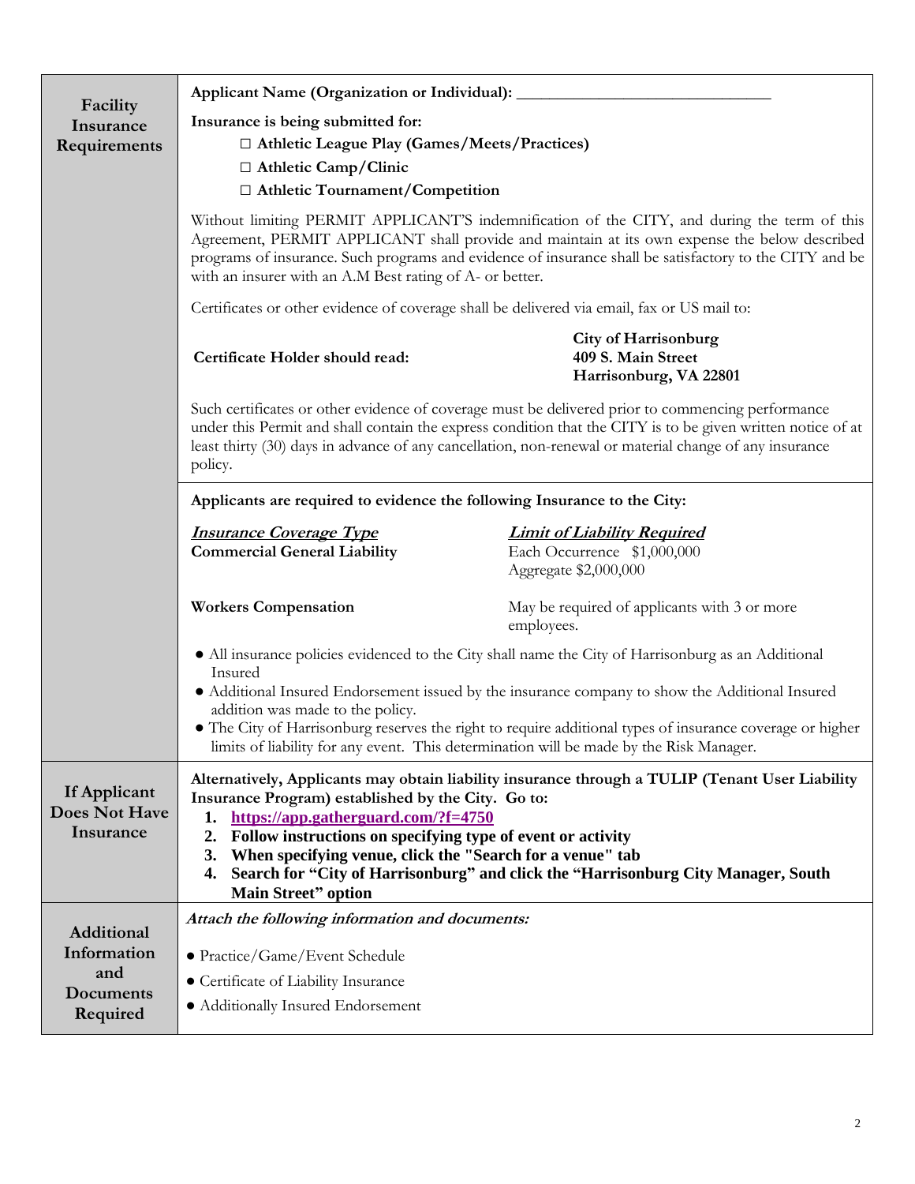## Facility Insurance Requirements

**Applicant Name (Organization or Individual): ______________________________**

**Insurance is being submitted for:**

- ☐ **Athletic League Play (Games/Meets/Practices)**
- ☐ **Athletic Camp/Clinic**
- ☐ **Athletic Tournament/Competition**

Without limiting PERMIT APPLICANT'S indemnification of the CITY, and during the term of this Agreement, PERMIT APPLICANT shall provide and maintain at its own expense the below described programs of insurance. Such programs and evidence of insurance shall be satisfactory to the CITY and be with an insurer with an A.M Best rating of A- or better.

Certificates or other evidence of coverage shall be delivered via email, fax or US mail to:

**Certificate Holder should read:**

**City of Harrisonburg**
**409 S. Main Street**
**Harrisonburg, VA 22801**

Such certificates or other evidence of coverage must be delivered prior to commencing performance under this Permit and shall contain the express condition that the CITY is to be given written notice of at least thirty (30) days in advance of any cancellation, non-renewal or material change of any insurance policy.

**Applicants are required to evidence the following Insurance to the City:**

| ***Insurance Coverage Type*** | ***Limit of Liability Required*** |
|---|---|
| **Commercial General Liability** | Each Occurrence $1,000,000<br>Aggregate $2,000,000 |
| **Workers Compensation** | May be required of applicants with 3 or more employees. |

- All insurance policies evidenced to the City shall name the City of Harrisonburg as an Additional Insured
- Additional Insured Endorsement issued by the insurance company to show the Additional Insured addition was made to the policy.
- The City of Harrisonburg reserves the right to require additional types of insurance coverage or higher limits of liability for any event. This determination will be made by the Risk Manager.

## If Applicant Does Not Have Insurance

**Alternatively, Applicants may obtain liability insurance through a TULIP (Tenant User Liability Insurance Program) established by the City. Go to:**

1. **https://app.gatherguard.com/?f=4750**
2. **Follow instructions on specifying type of event or activity**
3. **When specifying venue, click the "Search for a venue" tab**
4. **Search for "City of Harrisonburg" and click the "Harrisonburg City Manager, South Main Street" option**

## Additional Information and Documents Required

***Attach the following information and documents:***

- Practice/Game/Event Schedule
- Certificate of Liability Insurance
- Additionally Insured Endorsement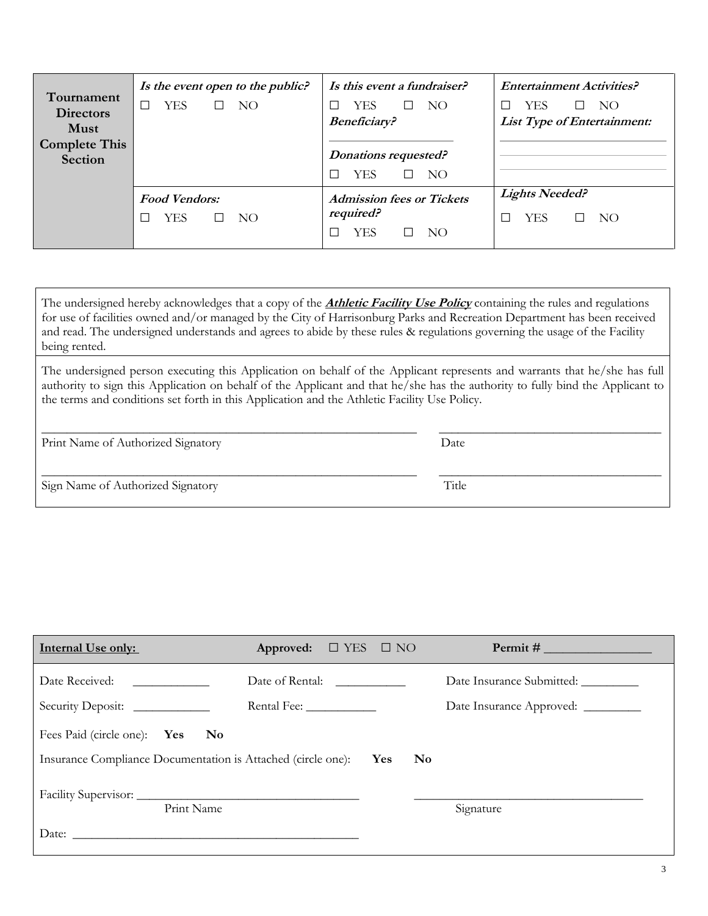| | | | |
|---|---|---|---|
| **Tournament Directors Must Complete This Section** | ***Is the event open to the public?*** ☐ YES ☐ NO | ***Is this event a fundraiser?*** ☐ YES ☐ NO ***Beneficiary?*** \_\_\_\_\_\_\_\_\_\_\_\_\_\_\_\_ ***Donations requested?*** ☐ YES ☐ NO | ***Entertainment Activities?*** ☐ YES ☐ NO ***List Type of Entertainment:*** \_\_\_\_\_\_\_\_\_\_\_\_\_\_\_\_ |
| | ***Food Vendors:*** ☐ YES ☐ NO | ***Admission fees or Tickets required?*** ☐ YES ☐ NO | ***Lights Needed?*** ☐ YES ☐ NO |

The undersigned hereby acknowledges that a copy of the ***Athletic Facility Use Policy*** containing the rules and regulations for use of facilities owned and/or managed by the City of Harrisonburg Parks and Recreation Department has been received and read. The undersigned understands and agrees to abide by these rules & regulations governing the usage of the Facility being rented.

The undersigned person executing this Application on behalf of the Applicant represents and warrants that he/she has full authority to sign this Application on behalf of the Applicant and that he/she has the authority to fully bind the Applicant to the terms and conditions set forth in this Application and the Athletic Facility Use Policy.

\_\_\_\_\_\_\_\_\_\_\_\_\_\_\_\_\_\_\_\_\_\_\_\_\_\_\_\_\_\_\_\_\_\_\_\_\_\_\_\_ \_\_\_\_\_\_\_\_\_\_\_\_\_\_\_\_\_\_\_\_\_\_\_\_

Print Name of Authorized Signatory Date

\_\_\_\_\_\_\_\_\_\_\_\_\_\_\_\_\_\_\_\_\_\_\_\_\_\_\_\_\_\_\_\_\_\_\_\_\_\_\_\_ \_\_\_\_\_\_\_\_\_\_\_\_\_\_\_\_\_\_\_\_\_\_\_\_

Sign Name of Authorized Signatory Title

| | | |
|---|---|---|
| **Internal Use only:** | **Approved:** ☐ YES ☐ NO | **Permit #** \_\_\_\_\_\_\_\_\_\_\_\_\_\_\_\_ |
| Date Received: \_\_\_\_\_\_\_\_\_\_\_\_ | Date of Rental: \_\_\_\_\_\_\_\_\_\_\_ | Date Insurance Submitted: \_\_\_\_\_\_\_\_\_ |
| Security Deposit: \_\_\_\_\_\_\_\_\_\_\_\_ | Rental Fee: \_\_\_\_\_\_\_\_\_\_\_ | Date Insurance Approved: \_\_\_\_\_\_\_\_\_ |

Fees Paid (circle one): **Yes** **No**

Insurance Compliance Documentation is Attached (circle one): **Yes** **No**

Facility Supervisor: \_\_\_\_\_\_\_\_\_\_\_\_\_\_\_\_\_\_\_\_\_\_\_\_\_\_\_\_\_\_\_\_\_\_ \_\_\_\_\_\_\_\_\_\_\_\_\_\_\_\_\_\_\_\_\_\_\_\_\_\_\_\_\_\_\_\_\_\_

Print Name Signature

Date: \_\_\_\_\_\_\_\_\_\_\_\_\_\_\_\_\_\_\_\_\_\_\_\_\_\_\_\_\_\_\_\_\_\_\_\_\_\_\_\_\_\_\_\_